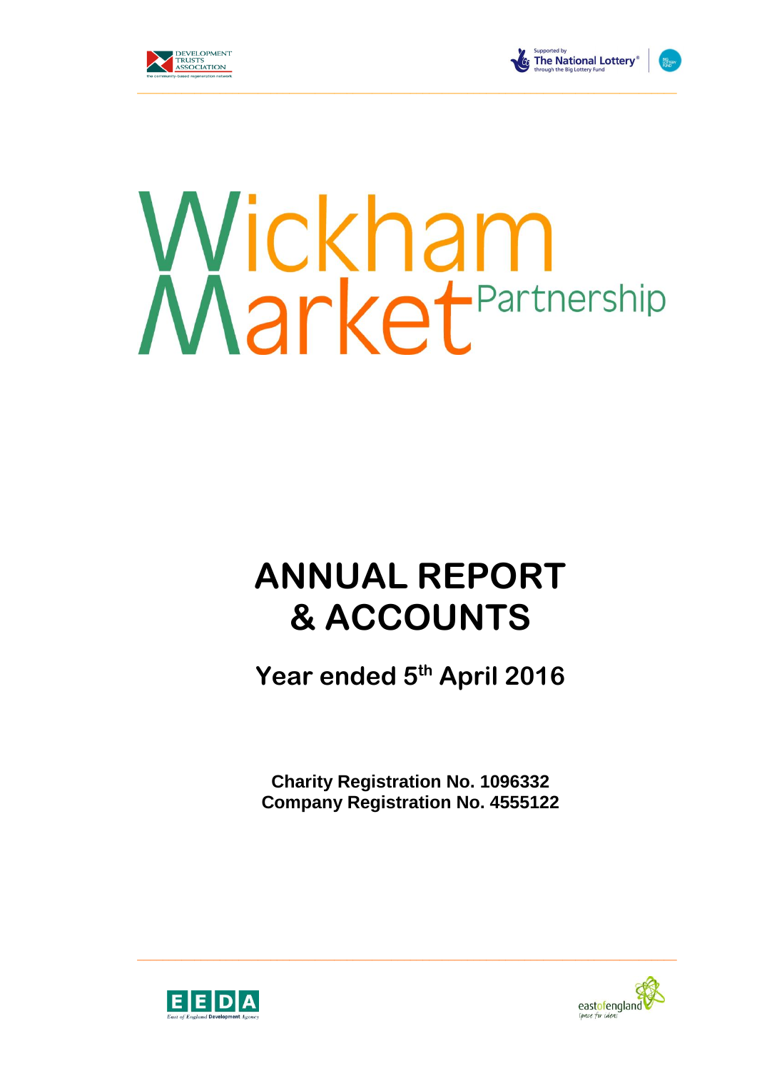# Wickham Market Partnership

# ANNUAL REPORT & ACCOUNTS

## Year ended 5th April 2016

**Charity Registration No. 1096332**
**Company Registration No. 4555122**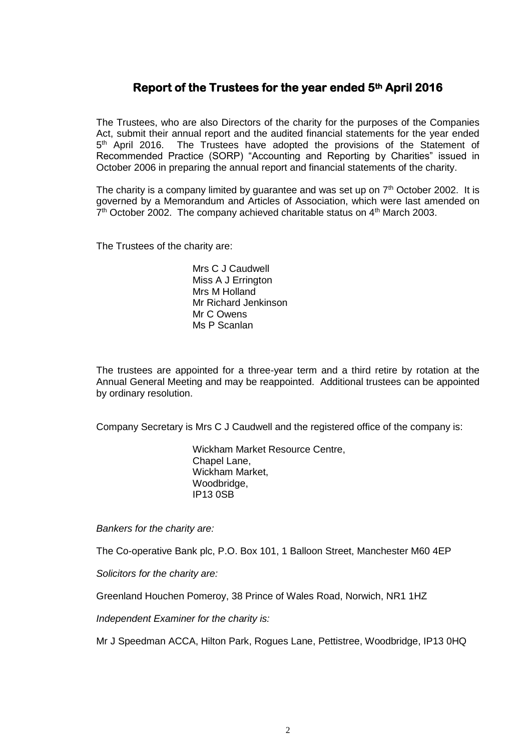## Report of the Trustees for the year ended 5th April 2016

The Trustees, who are also Directors of the charity for the purposes of the Companies Act, submit their annual report and the audited financial statements for the year ended 5th April 2016. The Trustees have adopted the provisions of the Statement of Recommended Practice (SORP) "Accounting and Reporting by Charities" issued in October 2006 in preparing the annual report and financial statements of the charity.

The charity is a company limited by guarantee and was set up on 7th October 2002. It is governed by a Memorandum and Articles of Association, which were last amended on 7th October 2002. The company achieved charitable status on 4th March 2003.

The Trustees of the charity are:

Mrs C J Caudwell
Miss A J Errington
Mrs M Holland
Mr Richard Jenkinson
Mr C Owens
Ms P Scanlan

The trustees are appointed for a three-year term and a third retire by rotation at the Annual General Meeting and may be reappointed. Additional trustees can be appointed by ordinary resolution.

Company Secretary is Mrs C J Caudwell and the registered office of the company is:

Wickham Market Resource Centre,
Chapel Lane,
Wickham Market,
Woodbridge,
IP13 0SB

*Bankers for the charity are:*

The Co-operative Bank plc, P.O. Box 101, 1 Balloon Street, Manchester M60 4EP

*Solicitors for the charity are:*

Greenland Houchen Pomeroy, 38 Prince of Wales Road, Norwich, NR1 1HZ

*Independent Examiner for the charity is:*

Mr J Speedman ACCA, Hilton Park, Rogues Lane, Pettistree, Woodbridge, IP13 0HQ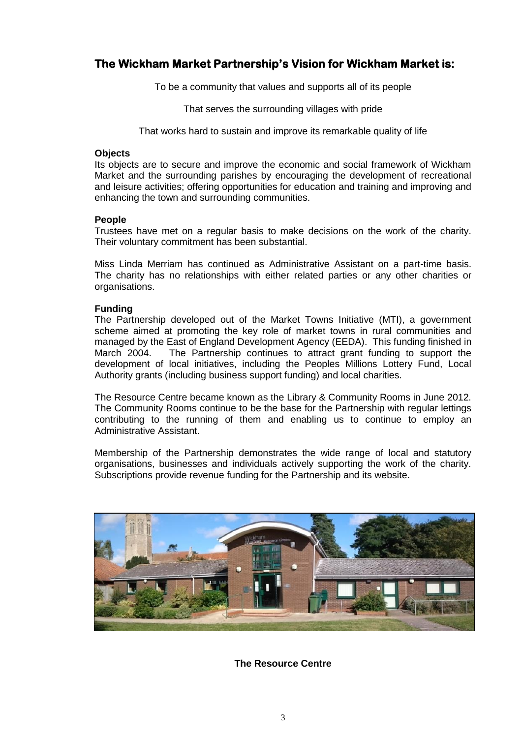## The Wickham Market Partnership's Vision for Wickham Market is:

To be a community that values and supports all of its people

That serves the surrounding villages with pride

That works hard to sustain and improve its remarkable quality of life

**Objects**

Its objects are to secure and improve the economic and social framework of Wickham Market and the surrounding parishes by encouraging the development of recreational and leisure activities; offering opportunities for education and training and improving and enhancing the town and surrounding communities.

**People**

Trustees have met on a regular basis to make decisions on the work of the charity. Their voluntary commitment has been substantial.

Miss Linda Merriam has continued as Administrative Assistant on a part-time basis. The charity has no relationships with either related parties or any other charities or organisations.

**Funding**

The Partnership developed out of the Market Towns Initiative (MTI), a government scheme aimed at promoting the key role of market towns in rural communities and managed by the East of England Development Agency (EEDA). This funding finished in March 2004. The Partnership continues to attract grant funding to support the development of local initiatives, including the Peoples Millions Lottery Fund, Local Authority grants (including business support funding) and local charities.

The Resource Centre became known as the Library & Community Rooms in June 2012. The Community Rooms continue to be the base for the Partnership with regular lettings contributing to the running of them and enabling us to continue to employ an Administrative Assistant.

Membership of the Partnership demonstrates the wide range of local and statutory organisations, businesses and individuals actively supporting the work of the charity. Subscriptions provide revenue funding for the Partnership and its website.

**The Resource Centre**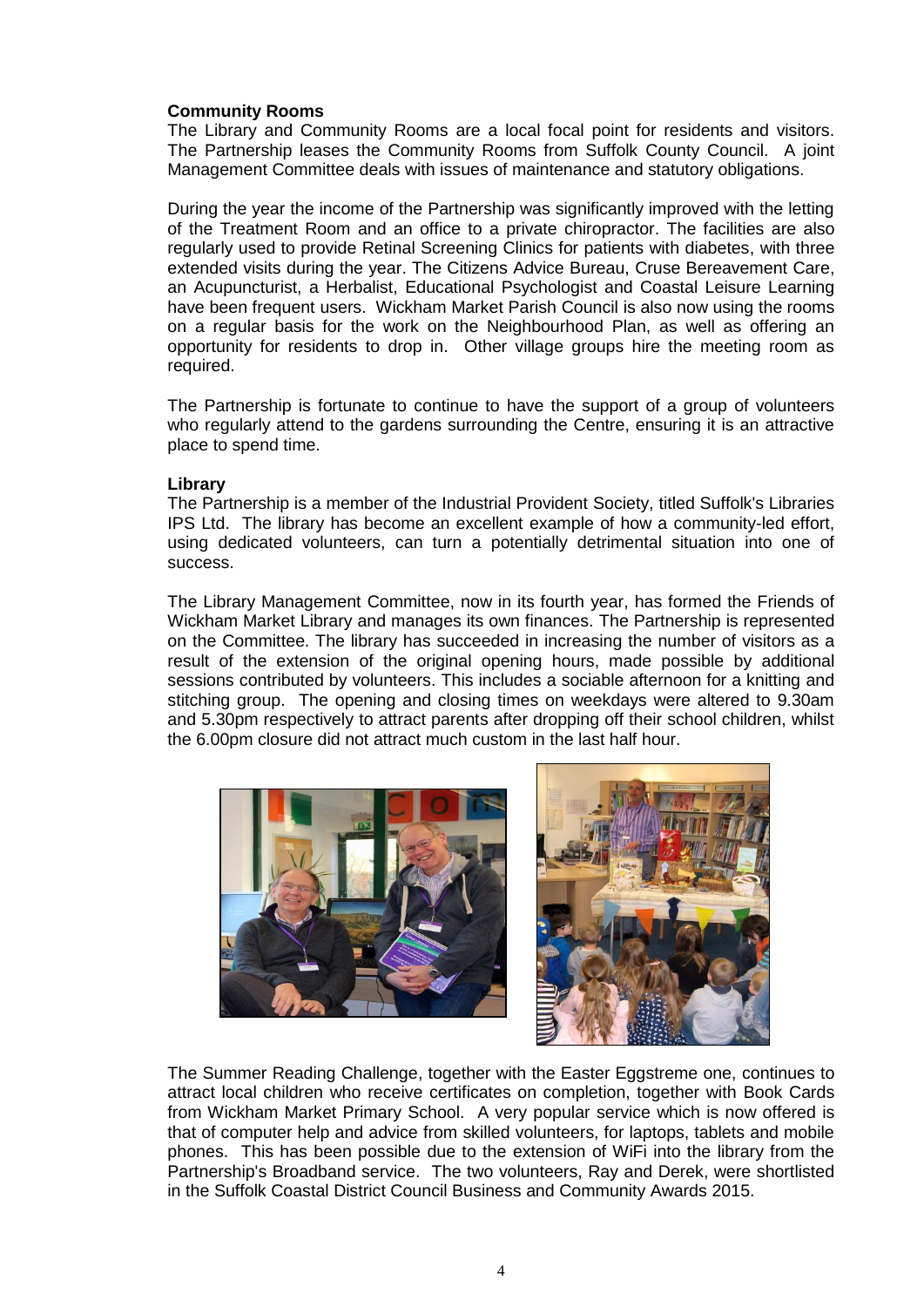**Community Rooms**

The Library and Community Rooms are a local focal point for residents and visitors. The Partnership leases the Community Rooms from Suffolk County Council. A joint Management Committee deals with issues of maintenance and statutory obligations.

During the year the income of the Partnership was significantly improved with the letting of the Treatment Room and an office to a private chiropractor. The facilities are also regularly used to provide Retinal Screening Clinics for patients with diabetes, with three extended visits during the year. The Citizens Advice Bureau, Cruse Bereavement Care, an Acupuncturist, a Herbalist, Educational Psychologist and Coastal Leisure Learning have been frequent users. Wickham Market Parish Council is also now using the rooms on a regular basis for the work on the Neighbourhood Plan, as well as offering an opportunity for residents to drop in. Other village groups hire the meeting room as required.

The Partnership is fortunate to continue to have the support of a group of volunteers who regularly attend to the gardens surrounding the Centre, ensuring it is an attractive place to spend time.

**Library**

The Partnership is a member of the Industrial Provident Society, titled Suffolk's Libraries IPS Ltd. The library has become an excellent example of how a community-led effort, using dedicated volunteers, can turn a potentially detrimental situation into one of success.

The Library Management Committee, now in its fourth year, has formed the Friends of Wickham Market Library and manages its own finances. The Partnership is represented on the Committee. The library has succeeded in increasing the number of visitors as a result of the extension of the original opening hours, made possible by additional sessions contributed by volunteers. This includes a sociable afternoon for a knitting and stitching group. The opening and closing times on weekdays were altered to 9.30am and 5.30pm respectively to attract parents after dropping off their school children, whilst the 6.00pm closure did not attract much custom in the last half hour.

The Summer Reading Challenge, together with the Easter Eggstreme one, continues to attract local children who receive certificates on completion, together with Book Cards from Wickham Market Primary School. A very popular service which is now offered is that of computer help and advice from skilled volunteers, for laptops, tablets and mobile phones. This has been possible due to the extension of WiFi into the library from the Partnership's Broadband service. The two volunteers, Ray and Derek, were shortlisted in the Suffolk Coastal District Council Business and Community Awards 2015.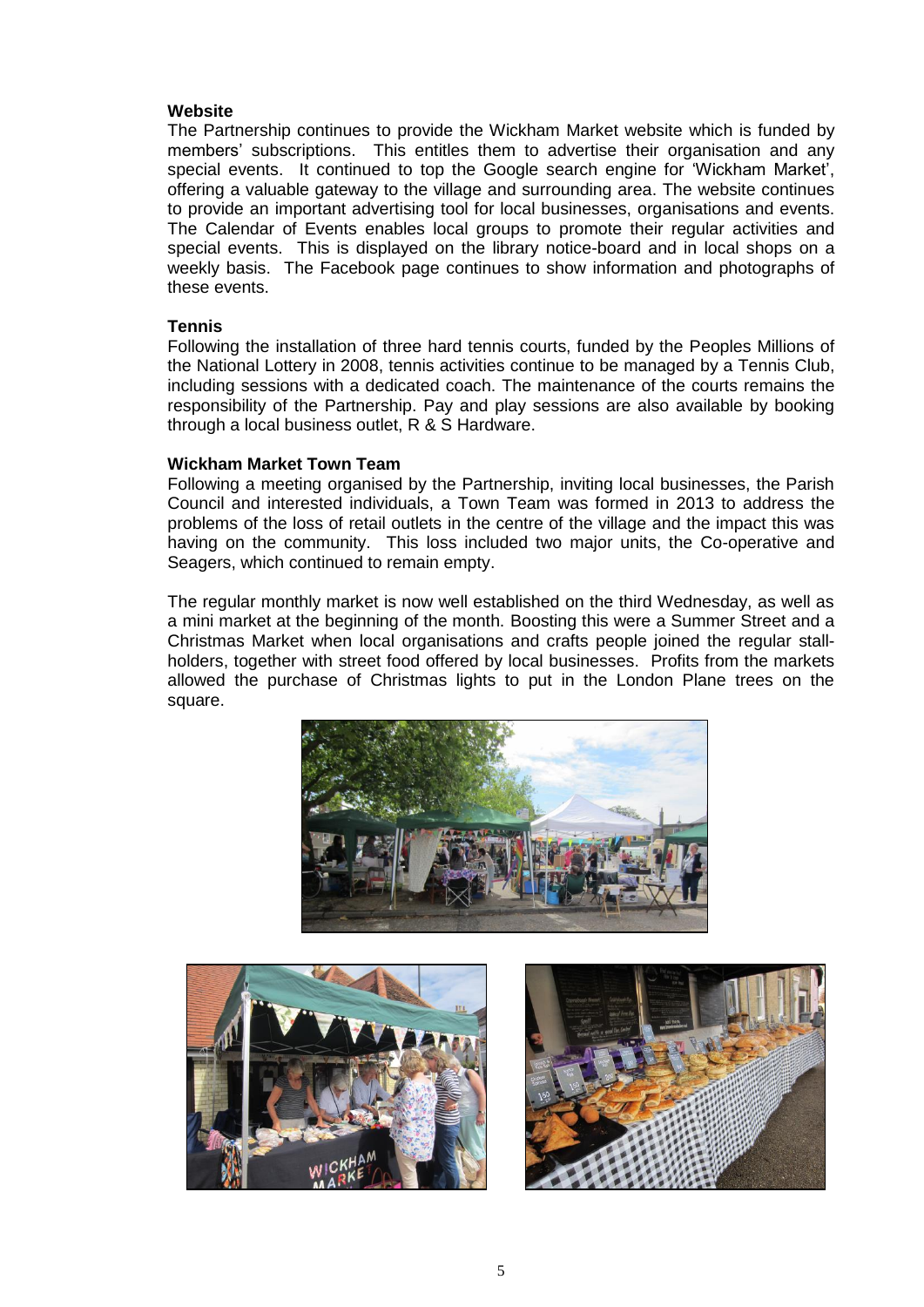**Website**

The Partnership continues to provide the Wickham Market website which is funded by members' subscriptions. This entitles them to advertise their organisation and any special events. It continued to top the Google search engine for 'Wickham Market', offering a valuable gateway to the village and surrounding area. The website continues to provide an important advertising tool for local businesses, organisations and events. The Calendar of Events enables local groups to promote their regular activities and special events. This is displayed on the library notice-board and in local shops on a weekly basis. The Facebook page continues to show information and photographs of these events.

**Tennis**

Following the installation of three hard tennis courts, funded by the Peoples Millions of the National Lottery in 2008, tennis activities continue to be managed by a Tennis Club, including sessions with a dedicated coach. The maintenance of the courts remains the responsibility of the Partnership. Pay and play sessions are also available by booking through a local business outlet, R & S Hardware.

**Wickham Market Town Team**

Following a meeting organised by the Partnership, inviting local businesses, the Parish Council and interested individuals, a Town Team was formed in 2013 to address the problems of the loss of retail outlets in the centre of the village and the impact this was having on the community. This loss included two major units, the Co-operative and Seagers, which continued to remain empty.

The regular monthly market is now well established on the third Wednesday, as well as a mini market at the beginning of the month. Boosting this were a Summer Street and a Christmas Market when local organisations and crafts people joined the regular stall-holders, together with street food offered by local businesses. Profits from the markets allowed the purchase of Christmas lights to put in the London Plane trees on the square.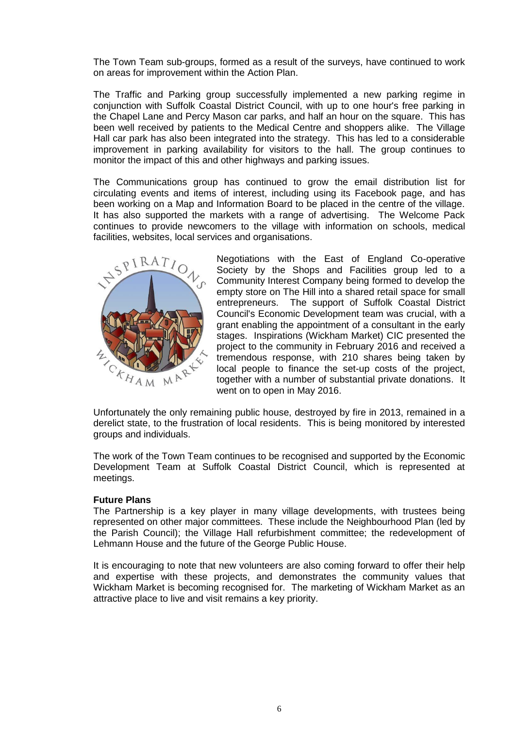The Town Team sub-groups, formed as a result of the surveys, have continued to work on areas for improvement within the Action Plan.

The Traffic and Parking group successfully implemented a new parking regime in conjunction with Suffolk Coastal District Council, with up to one hour's free parking in the Chapel Lane and Percy Mason car parks, and half an hour on the square. This has been well received by patients to the Medical Centre and shoppers alike. The Village Hall car park has also been integrated into the strategy. This has led to a considerable improvement in parking availability for visitors to the hall. The group continues to monitor the impact of this and other highways and parking issues.

The Communications group has continued to grow the email distribution list for circulating events and items of interest, including using its Facebook page, and has been working on a Map and Information Board to be placed in the centre of the village. It has also supported the markets with a range of advertising. The Welcome Pack continues to provide newcomers to the village with information on schools, medical facilities, websites, local services and organisations.

Negotiations with the East of England Co-operative Society by the Shops and Facilities group led to a Community Interest Company being formed to develop the empty store on The Hill into a shared retail space for small entrepreneurs. The support of Suffolk Coastal District Council's Economic Development team was crucial, with a grant enabling the appointment of a consultant in the early stages. Inspirations (Wickham Market) CIC presented the project to the community in February 2016 and received a tremendous response, with 210 shares being taken by local people to finance the set-up costs of the project, together with a number of substantial private donations. It went on to open in May 2016.

Unfortunately the only remaining public house, destroyed by fire in 2013, remained in a derelict state, to the frustration of local residents. This is being monitored by interested groups and individuals.

The work of the Town Team continues to be recognised and supported by the Economic Development Team at Suffolk Coastal District Council, which is represented at meetings.

**Future Plans**

The Partnership is a key player in many village developments, with trustees being represented on other major committees. These include the Neighbourhood Plan (led by the Parish Council); the Village Hall refurbishment committee; the redevelopment of Lehmann House and the future of the George Public House.

It is encouraging to note that new volunteers are also coming forward to offer their help and expertise with these projects, and demonstrates the community values that Wickham Market is becoming recognised for. The marketing of Wickham Market as an attractive place to live and visit remains a key priority.